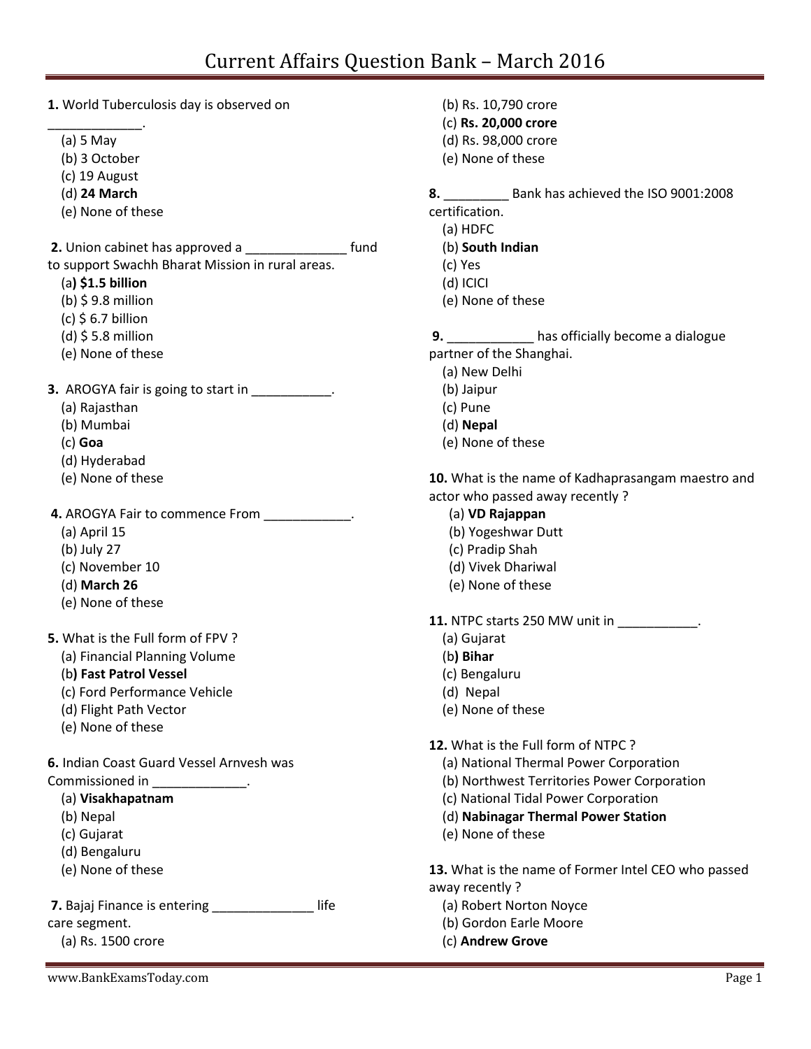# Current Affairs Question Bank – March 2016

**1.** World Tuberculosis day is observed on _____________.

(a) 5 May
(b) 3 October
(c) 19 August
(d) **24 March**
(e) None of these

**2.** Union cabinet has approved a ______________ fund to support Swachh Bharat Mission in rural areas.

(a**) $1.5 billion**
(b) $ 9.8 million
(c) $ 6.7 billion
(d) $ 5.8 million
(e) None of these

**3.** AROGYA fair is going to start in ___________.

(a) Rajasthan
(b) Mumbai
(c) **Goa**
(d) Hyderabad
(e) None of these

**4.** AROGYA Fair to commence From ____________.

(a) April 15
(b) July 27
(c) November 10
(d) **March 26**
(e) None of these

**5.** What is the Full form of FPV ?

(a) Financial Planning Volume
(b**) Fast Patrol Vessel**
(c) Ford Performance Vehicle
(d) Flight Path Vector
(e) None of these

**6.** Indian Coast Guard Vessel Arnvesh was Commissioned in _____________.

(a) **Visakhapatnam**
(b) Nepal
(c) Gujarat
(d) Bengaluru
(e) None of these

**7.** Bajaj Finance is entering ______________ life care segment.

(a) Rs. 1500 crore
(b) Rs. 10,790 crore
(c) **Rs. 20,000 crore**
(d) Rs. 98,000 crore
(e) None of these

**8.** _________ Bank has achieved the ISO 9001:2008 certification.

(a) HDFC
(b) **South Indian**
(c) Yes
(d) ICICI
(e) None of these

**9.** ____________ has officially become a dialogue partner of the Shanghai.

(a) New Delhi
(b) Jaipur
(c) Pune
(d) **Nepal**
(e) None of these

**10.** What is the name of Kadhaprasangam maestro and actor who passed away recently ?

(a) **VD Rajappan**
(b) Yogeshwar Dutt
(c) Pradip Shah
(d) Vivek Dhariwal
(e) None of these

**11.** NTPC starts 250 MW unit in ___________.

(a) Gujarat
(b**) Bihar**
(c) Bengaluru
(d) Nepal
(e) None of these

**12.** What is the Full form of NTPC ?

(a) National Thermal Power Corporation
(b) Northwest Territories Power Corporation
(c) National Tidal Power Corporation
(d) **Nabinagar Thermal Power Station**
(e) None of these

**13.** What is the name of Former Intel CEO who passed away recently ?

(a) Robert Norton Noyce
(b) Gordon Earle Moore
(c) **Andrew Grove**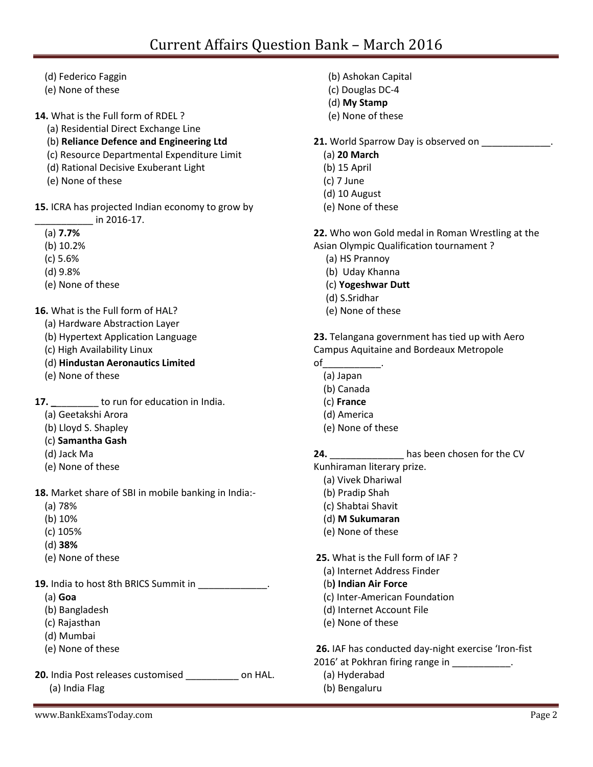(d) Federico Faggin
(e) None of these

**14.** What is the Full form of RDEL ?
(a) Residential Direct Exchange Line
(b) **Reliance Defence and Engineering Ltd**
(c) Resource Departmental Expenditure Limit
(d) Rational Decisive Exuberant Light
(e) None of these

**15.** ICRA has projected Indian economy to grow by ___________ in 2016-17.
(a) **7.7%**
(b) 10.2%
(c) 5.6%
(d) 9.8%
(e) None of these

**16.** What is the Full form of HAL?
(a) Hardware Abstraction Layer
(b) Hypertext Application Language
(c) High Availability Linux
(d) **Hindustan Aeronautics Limited**
(e) None of these

**17.** _________ to run for education in India.
(a) Geetakshi Arora
(b) Lloyd S. Shapley
(c) **Samantha Gash**
(d) Jack Ma
(e) None of these

**18.** Market share of SBI in mobile banking in India:-
(a) 78%
(b) 10%
(c) 105%
(d) **38%**
(e) None of these

**19.** India to host 8th BRICS Summit in _____________.
(a) **Goa**
(b) Bangladesh
(c) Rajasthan
(d) Mumbai
(e) None of these

**20.** India Post releases customised __________ on HAL.
(a) India Flag
(b) Ashokan Capital
(c) Douglas DC-4
(d) **My Stamp**
(e) None of these

**21.** World Sparrow Day is observed on _____________.
(a) **20 March**
(b) 15 April
(c) 7 June
(d) 10 August
(e) None of these

**22.** Who won Gold medal in Roman Wrestling at the Asian Olympic Qualification tournament ?
(a) HS Prannoy
(b) Uday Khanna
(c) **Yogeshwar Dutt**
(d) S.Sridhar
(e) None of these

**23.** Telangana government has tied up with Aero Campus Aquitaine and Bordeaux Metropole of___________.
(a) Japan
(b) Canada
(c) **France**
(d) America
(e) None of these

**24.** ______________ has been chosen for the CV Kunhiraman literary prize.
(a) Vivek Dhariwal
(b) Pradip Shah
(c) Shabtai Shavit
(d) **M Sukumaran**
(e) None of these

**25.** What is the Full form of IAF ?
(a) Internet Address Finder
(b**) Indian Air Force**
(c) Inter-American Foundation
(d) Internet Account File
(e) None of these

**26.** IAF has conducted day-night exercise 'Iron-fist 2016' at Pokhran firing range in ___________.
(a) Hyderabad
(b) Bengaluru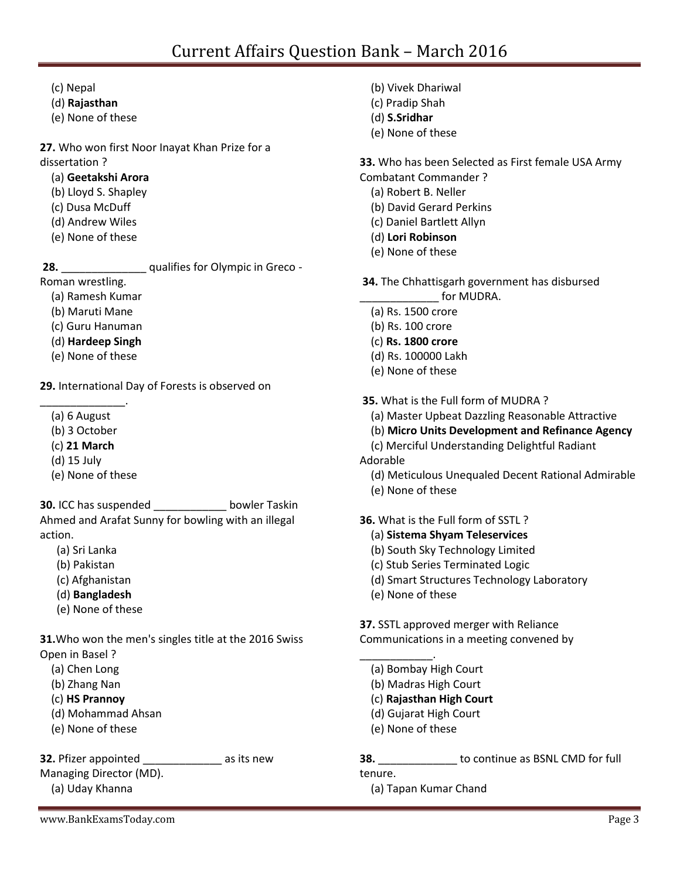(c) Nepal
(d) **Rajasthan**
(e) None of these

**27.** Who won first Noor Inayat Khan Prize for a dissertation ?
(a) **Geetakshi Arora**
(b) Lloyd S. Shapley
(c) Dusa McDuff
(d) Andrew Wiles
(e) None of these

**28.** ______________ qualifies for Olympic in Greco - Roman wrestling.
(a) Ramesh Kumar
(b) Maruti Mane
(c) Guru Hanuman
(d) **Hardeep Singh**
(e) None of these

**29.** International Day of Forests is observed on ______________.
(a) 6 August
(b) 3 October
(c) **21 March**
(d) 15 July
(e) None of these

**30.** ICC has suspended ____________ bowler Taskin Ahmed and Arafat Sunny for bowling with an illegal action.
(a) Sri Lanka
(b) Pakistan
(c) Afghanistan
(d) **Bangladesh**
(e) None of these

**31.** Who won the men's singles title at the 2016 Swiss Open in Basel ?
(a) Chen Long
(b) Zhang Nan
(c) **HS Prannoy**
(d) Mohammad Ahsan
(e) None of these

**32.** Pfizer appointed _____________ as its new Managing Director (MD).
(a) Uday Khanna
(b) Vivek Dhariwal
(c) Pradip Shah
(d) **S.Sridhar**
(e) None of these

**33.** Who has been Selected as First female USA Army Combatant Commander ?
(a) Robert B. Neller
(b) David Gerard Perkins
(c) Daniel Bartlett Allyn
(d) **Lori Robinson**
(e) None of these

**34.** The Chhattisgarh government has disbursed _____________ for MUDRA.
(a) Rs. 1500 crore
(b) Rs. 100 crore
(c) **Rs. 1800 crore**
(d) Rs. 100000 Lakh
(e) None of these

**35.** What is the Full form of MUDRA ?
(a) Master Upbeat Dazzling Reasonable Attractive
(b) **Micro Units Development and Refinance Agency**
(c) Merciful Understanding Delightful Radiant Adorable
(d) Meticulous Unequaled Decent Rational Admirable
(e) None of these

**36.** What is the Full form of SSTL ?
(a) **Sistema Shyam Teleservices**
(b) South Sky Technology Limited
(c) Stub Series Terminated Logic
(d) Smart Structures Technology Laboratory
(e) None of these

**37.** SSTL approved merger with Reliance Communications in a meeting convened by ____________.
(a) Bombay High Court
(b) Madras High Court
(c) **Rajasthan High Court**
(d) Gujarat High Court
(e) None of these

**38.** _____________ to continue as BSNL CMD for full tenure.
(a) Tapan Kumar Chand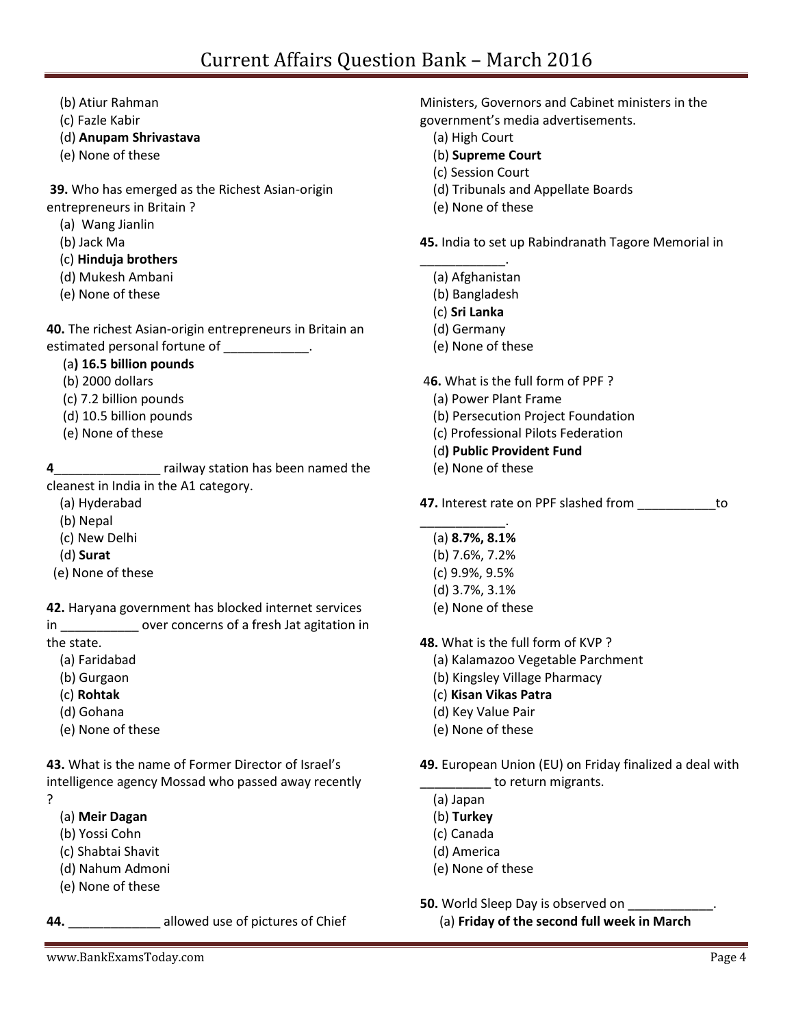(b) Atiur Rahman
(c) Fazle Kabir
(d) **Anupam Shrivastava**
(e) None of these

**39.** Who has emerged as the Richest Asian-origin entrepreneurs in Britain ?
(a) Wang Jianlin
(b) Jack Ma
(c) **Hinduja brothers**
(d) Mukesh Ambani
(e) None of these

**40.** The richest Asian-origin entrepreneurs in Britain an estimated personal fortune of ____________.
(a**) 16.5 billion pounds**
(b) 2000 dollars
(c) 7.2 billion pounds
(d) 10.5 billion pounds
(e) None of these

**4**_______________ railway station has been named the cleanest in India in the A1 category.
(a) Hyderabad
(b) Nepal
(c) New Delhi
(d) **Surat**
(e) None of these

**42.** Haryana government has blocked internet services in ___________ over concerns of a fresh Jat agitation in the state.
(a) Faridabad
(b) Gurgaon
(c) **Rohtak**
(d) Gohana
(e) None of these

**43.** What is the name of Former Director of Israel's intelligence agency Mossad who passed away recently ?
(a) **Meir Dagan**
(b) Yossi Cohn
(c) Shabtai Shavit
(d) Nahum Admoni
(e) None of these

**44.** _____________ allowed use of pictures of Chief Ministers, Governors and Cabinet ministers in the government's media advertisements.
(a) High Court
(b) **Supreme Court**
(c) Session Court
(d) Tribunals and Appellate Boards
(e) None of these

**45.** India to set up Rabindranath Tagore Memorial in ____________.
(a) Afghanistan
(b) Bangladesh
(c) **Sri Lanka**
(d) Germany
(e) None of these

4**6.** What is the full form of PPF ?
(a) Power Plant Frame
(b) Persecution Project Foundation
(c) Professional Pilots Federation
(d**) Public Provident Fund**
(e) None of these

**47.** Interest rate on PPF slashed from ___________to ____________.
(a) **8.7%, 8.1%**
(b) 7.6%, 7.2%
(c) 9.9%, 9.5%
(d) 3.7%, 3.1%
(e) None of these

**48.** What is the full form of KVP ?
(a) Kalamazoo Vegetable Parchment
(b) Kingsley Village Pharmacy
(c) **Kisan Vikas Patra**
(d) Key Value Pair
(e) None of these

**49.** European Union (EU) on Friday finalized a deal with __________ to return migrants.
(a) Japan
(b) **Turkey**
(c) Canada
(d) America
(e) None of these

**50.** World Sleep Day is observed on ____________.
(a) **Friday of the second full week in March**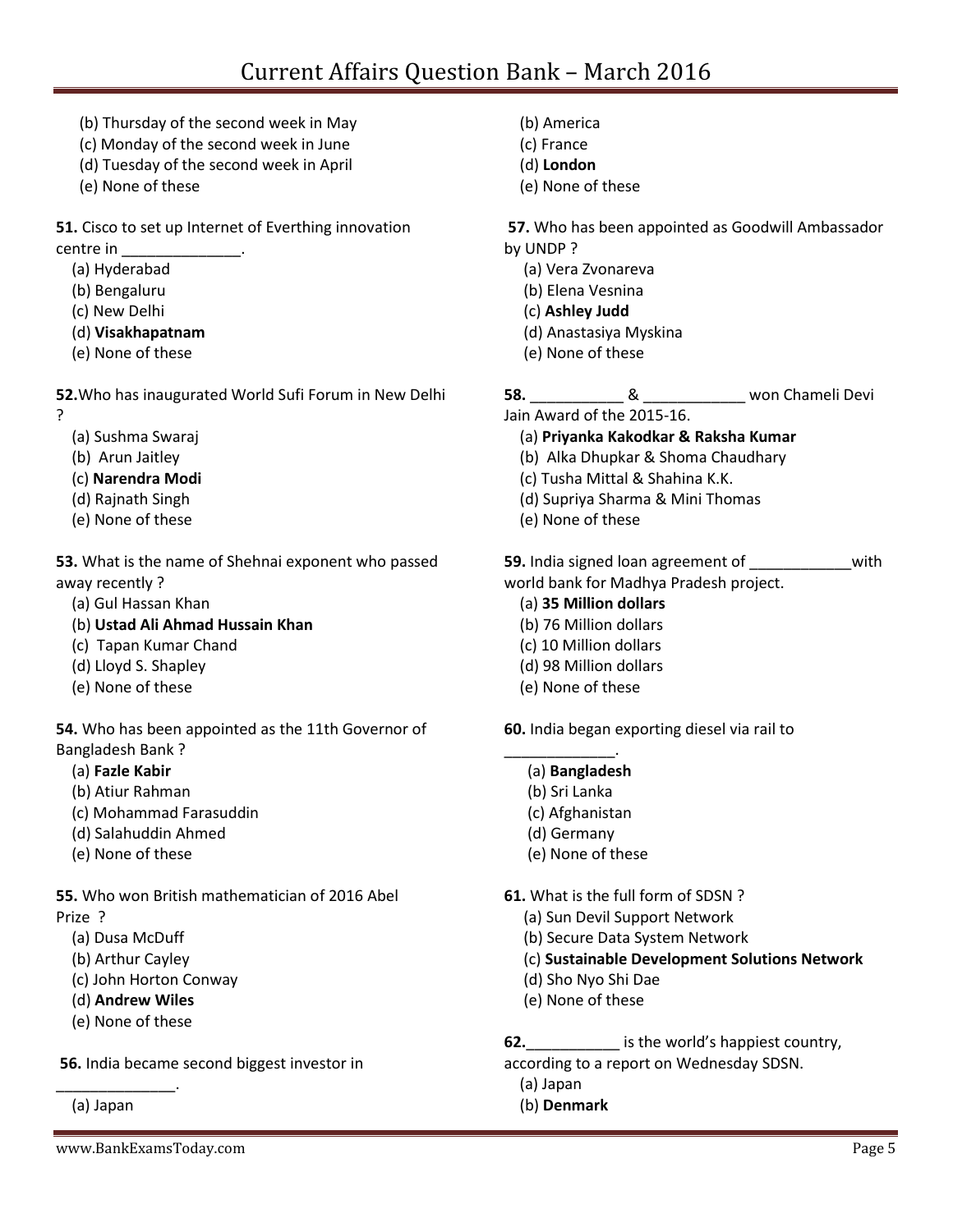(b) Thursday of the second week in May
(c) Monday of the second week in June
(d) Tuesday of the second week in April
(e) None of these

**51.** Cisco to set up Internet of Everthing innovation centre in ______________.
(a) Hyderabad
(b) Bengaluru
(c) New Delhi
(d) **Visakhapatnam**
(e) None of these

**52.**Who has inaugurated World Sufi Forum in New Delhi ?
(a) Sushma Swaraj
(b) Arun Jaitley
(c) **Narendra Modi**
(d) Rajnath Singh
(e) None of these

**53.** What is the name of Shehnai exponent who passed away recently ?
(a) Gul Hassan Khan
(b) **Ustad Ali Ahmad Hussain Khan**
(c) Tapan Kumar Chand
(d) Lloyd S. Shapley
(e) None of these

**54.** Who has been appointed as the 11th Governor of Bangladesh Bank ?
(a) **Fazle Kabir**
(b) Atiur Rahman
(c) Mohammad Farasuddin
(d) Salahuddin Ahmed
(e) None of these

**55.** Who won British mathematician of 2016 Abel Prize ?
(a) Dusa McDuff
(b) Arthur Cayley
(c) John Horton Conway
(d) **Andrew Wiles**
(e) None of these

**56.** India became second biggest investor in ______________.
(a) Japan
(b) America
(c) France
(d) **London**
(e) None of these

**57.** Who has been appointed as Goodwill Ambassador by UNDP ?
(a) Vera Zvonareva
(b) Elena Vesnina
(c) **Ashley Judd**
(d) Anastasiya Myskina
(e) None of these

**58.** ___________ & ____________ won Chameli Devi Jain Award of the 2015-16.
(a) **Priyanka Kakodkar & Raksha Kumar**
(b) Alka Dhupkar & Shoma Chaudhary
(c) Tusha Mittal & Shahina K.K.
(d) Supriya Sharma & Mini Thomas
(e) None of these

**59.** India signed loan agreement of ____________with world bank for Madhya Pradesh project.
(a) **35 Million dollars**
(b) 76 Million dollars
(c) 10 Million dollars
(d) 98 Million dollars
(e) None of these

**60.** India began exporting diesel via rail to _____________.
(a) **Bangladesh**
(b) Sri Lanka
(c) Afghanistan
(d) Germany
(e) None of these

**61.** What is the full form of SDSN ?
(a) Sun Devil Support Network
(b) Secure Data System Network
(c) **Sustainable Development Solutions Network**
(d) Sho Nyo Shi Dae
(e) None of these

**62.**___________ is the world's happiest country, according to a report on Wednesday SDSN.
(a) Japan
(b) **Denmark**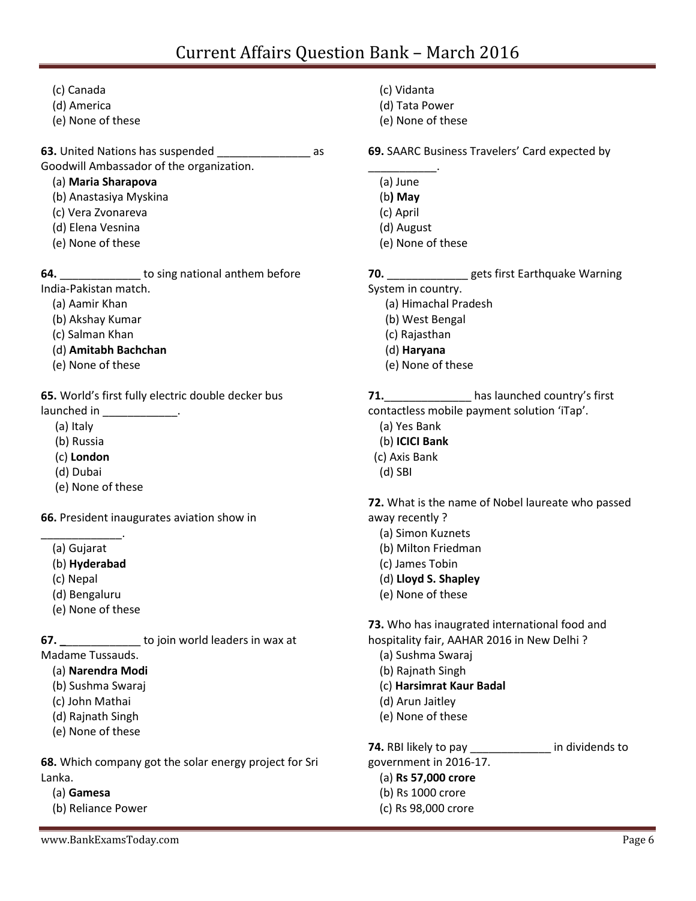(c) Canada
(d) America
(e) None of these

**63.** United Nations has suspended _______________ as Goodwill Ambassador of the organization.
(a) **Maria Sharapova**
(b) Anastasiya Myskina
(c) Vera Zvonareva
(d) Elena Vesnina
(e) None of these

**64.** _____________ to sing national anthem before India-Pakistan match.
(a) Aamir Khan
(b) Akshay Kumar
(c) Salman Khan
(d) **Amitabh Bachchan**
(e) None of these

**65.** World's first fully electric double decker bus launched in ____________.
(a) Italy
(b) Russia
(c) **London**
(d) Dubai
(e) None of these

**66.** President inaugurates aviation show in _____________.
(a) Gujarat
(b) **Hyderabad**
(c) Nepal
(d) Bengaluru
(e) None of these

**67.** _____________ to join world leaders in wax at Madame Tussauds.
(a) **Narendra Modi**
(b) Sushma Swaraj
(c) John Mathai
(d) Rajnath Singh
(e) None of these

**68.** Which company got the solar energy project for Sri Lanka.
(a) **Gamesa**
(b) Reliance Power
(c) Vidanta
(d) Tata Power
(e) None of these

**69.** SAARC Business Travelers' Card expected by ___________.
(a) June
(b**) May**
(c) April
(d) August
(e) None of these

**70.** _____________ gets first Earthquake Warning System in country.
(a) Himachal Pradesh
(b) West Bengal
(c) Rajasthan
(d) **Haryana**
(e) None of these

**71.**______________ has launched country's first contactless mobile payment solution 'iTap'.
(a) Yes Bank
(b) **ICICI Bank**
(c) Axis Bank
(d) SBI

**72.** What is the name of Nobel laureate who passed away recently ?
(a) Simon Kuznets
(b) Milton Friedman
(c) James Tobin
(d) **Lloyd S. Shapley**
(e) None of these

**73.** Who has inaugrated international food and hospitality fair, AAHAR 2016 in New Delhi ?
(a) Sushma Swaraj
(b) Rajnath Singh
(c) **Harsimrat Kaur Badal**
(d) Arun Jaitley
(e) None of these

**74.** RBI likely to pay _____________ in dividends to government in 2016-17.
(a) **Rs 57,000 crore**
(b) Rs 1000 crore
(c) Rs 98,000 crore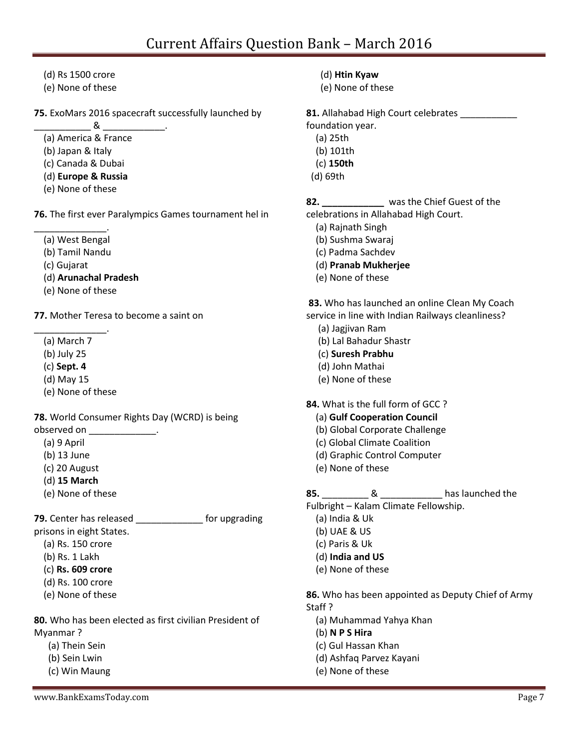(d) Rs 1500 crore
(e) None of these

**75.** ExoMars 2016 spacecraft successfully launched by ___________ & ____________.
(a) America & France
(b) Japan & Italy
(c) Canada & Dubai
(d) **Europe & Russia**
(e) None of these

**76.** The first ever Paralympics Games tournament hel in ______________.
(a) West Bengal
(b) Tamil Nandu
(c) Gujarat
(d) **Arunachal Pradesh**
(e) None of these

**77.** Mother Teresa to become a saint on ______________.
(a) March 7
(b) July 25
(c) **Sept. 4**
(d) May 15
(e) None of these

**78.** World Consumer Rights Day (WCRD) is being observed on _____________.
(a) 9 April
(b) 13 June
(c) 20 August
(d) **15 March**
(e) None of these

**79.** Center has released _____________ for upgrading prisons in eight States.
(a) Rs. 150 crore
(b) Rs. 1 Lakh
(c) **Rs. 609 crore**
(d) Rs. 100 crore
(e) None of these

**80.** Who has been elected as first civilian President of Myanmar ?
(a) Thein Sein
(b) Sein Lwin
(c) Win Maung
(d) **Htin Kyaw**
(e) None of these

**81.** Allahabad High Court celebrates ___________ foundation year.
(a) 25th
(b) 101th
(c) **150th**
(d) 69th

**82.** ____________ was the Chief Guest of the celebrations in Allahabad High Court.
(a) Rajnath Singh
(b) Sushma Swaraj
(c) Padma Sachdev
(d) **Pranab Mukherjee**
(e) None of these

**83.** Who has launched an online Clean My Coach service in line with Indian Railways cleanliness?
(a) Jagjivan Ram
(b) Lal Bahadur Shastr
(c) **Suresh Prabhu**
(d) John Mathai
(e) None of these

**84.** What is the full form of GCC ?
(a) **Gulf Cooperation Council**
(b) Global Corporate Challenge
(c) Global Climate Coalition
(d) Graphic Control Computer
(e) None of these

**85.** _________ & ____________ has launched the Fulbright – Kalam Climate Fellowship.
(a) India & Uk
(b) UAE & US
(c) Paris & Uk
(d) **India and US**
(e) None of these

**86.** Who has been appointed as Deputy Chief of Army Staff ?
(a) Muhammad Yahya Khan
(b) **N P S Hira**
(c) Gul Hassan Khan
(d) Ashfaq Parvez Kayani
(e) None of these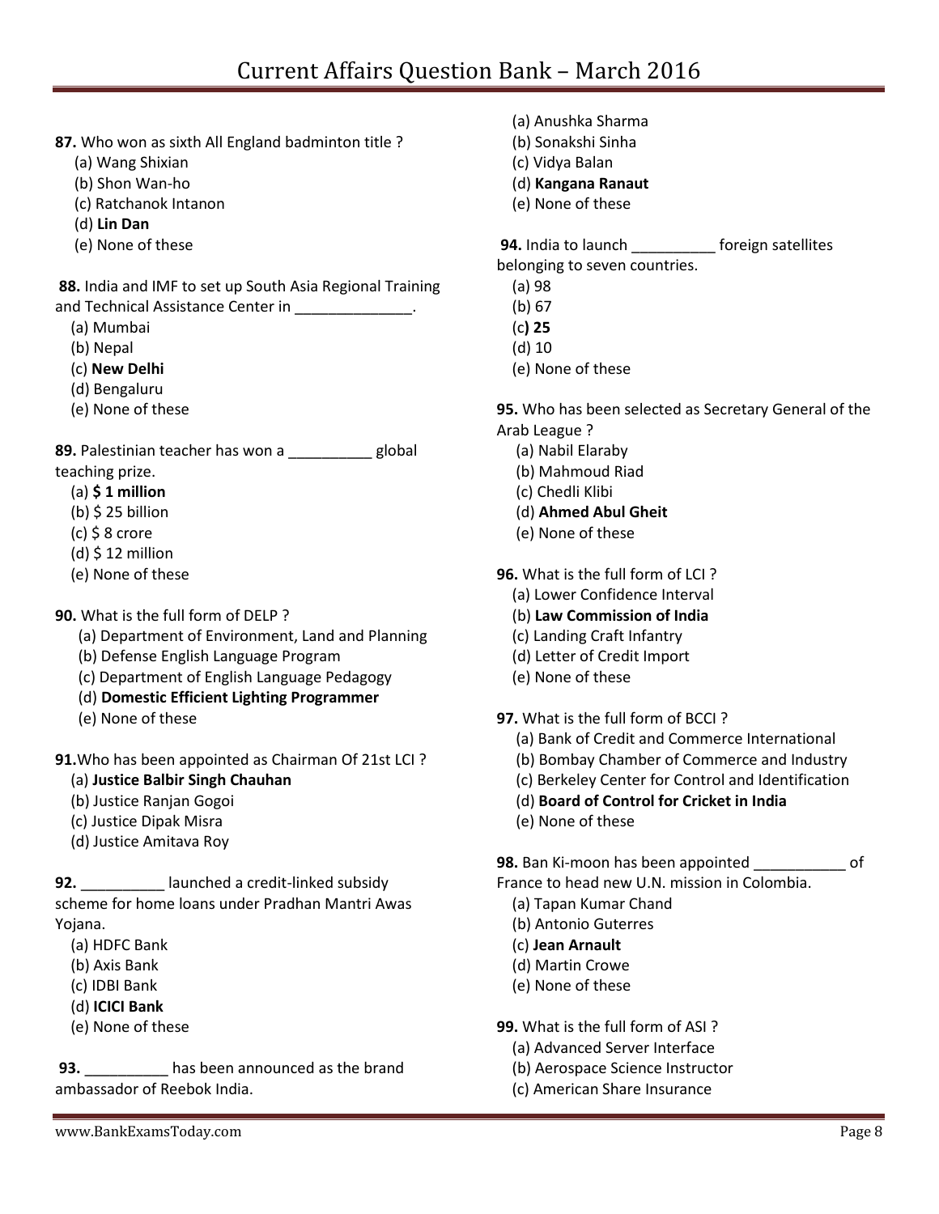**87.** Who won as sixth All England badminton title ?

(a) Wang Shixian
(b) Shon Wan-ho
(c) Ratchanok Intanon
(d) **Lin Dan**
(e) None of these

**88.** India and IMF to set up South Asia Regional Training and Technical Assistance Center in ______________.

(a) Mumbai
(b) Nepal
(c) **New Delhi**
(d) Bengaluru
(e) None of these

**89.** Palestinian teacher has won a __________ global teaching prize.

(a) **$ 1 million**
(b) $ 25 billion
(c) $ 8 crore
(d) $ 12 million
(e) None of these

**90.** What is the full form of DELP ?

(a) Department of Environment, Land and Planning
(b) Defense English Language Program
(c) Department of English Language Pedagogy
(d) **Domestic Efficient Lighting Programmer**
(e) None of these

**91.** Who has been appointed as Chairman Of 21st LCI ?

(a) **Justice Balbir Singh Chauhan**
(b) Justice Ranjan Gogoi
(c) Justice Dipak Misra
(d) Justice Amitava Roy

**92.** __________ launched a credit-linked subsidy scheme for home loans under Pradhan Mantri Awas Yojana.

(a) HDFC Bank
(b) Axis Bank
(c) IDBI Bank
(d) **ICICI Bank**
(e) None of these

**93.** __________ has been announced as the brand ambassador of Reebok India.

(a) Anushka Sharma
(b) Sonakshi Sinha
(c) Vidya Balan
(d) **Kangana Ranaut**
(e) None of these

**94.** India to launch __________ foreign satellites belonging to seven countries.

(a) 98
(b) 67
(c) **25**
(d) 10
(e) None of these

**95.** Who has been selected as Secretary General of the Arab League ?

(a) Nabil Elaraby
(b) Mahmoud Riad
(c) Chedli Klibi
(d) **Ahmed Abul Gheit**
(e) None of these

**96.** What is the full form of LCI ?

(a) Lower Confidence Interval
(b) **Law Commission of India**
(c) Landing Craft Infantry
(d) Letter of Credit Import
(e) None of these

**97.** What is the full form of BCCI ?

(a) Bank of Credit and Commerce International
(b) Bombay Chamber of Commerce and Industry
(c) Berkeley Center for Control and Identification
(d) **Board of Control for Cricket in India**
(e) None of these

**98.** Ban Ki-moon has been appointed ___________ of France to head new U.N. mission in Colombia.

(a) Tapan Kumar Chand
(b) Antonio Guterres
(c) **Jean Arnault**
(d) Martin Crowe
(e) None of these

**99.** What is the full form of ASI ?

(a) Advanced Server Interface
(b) Aerospace Science Instructor
(c) American Share Insurance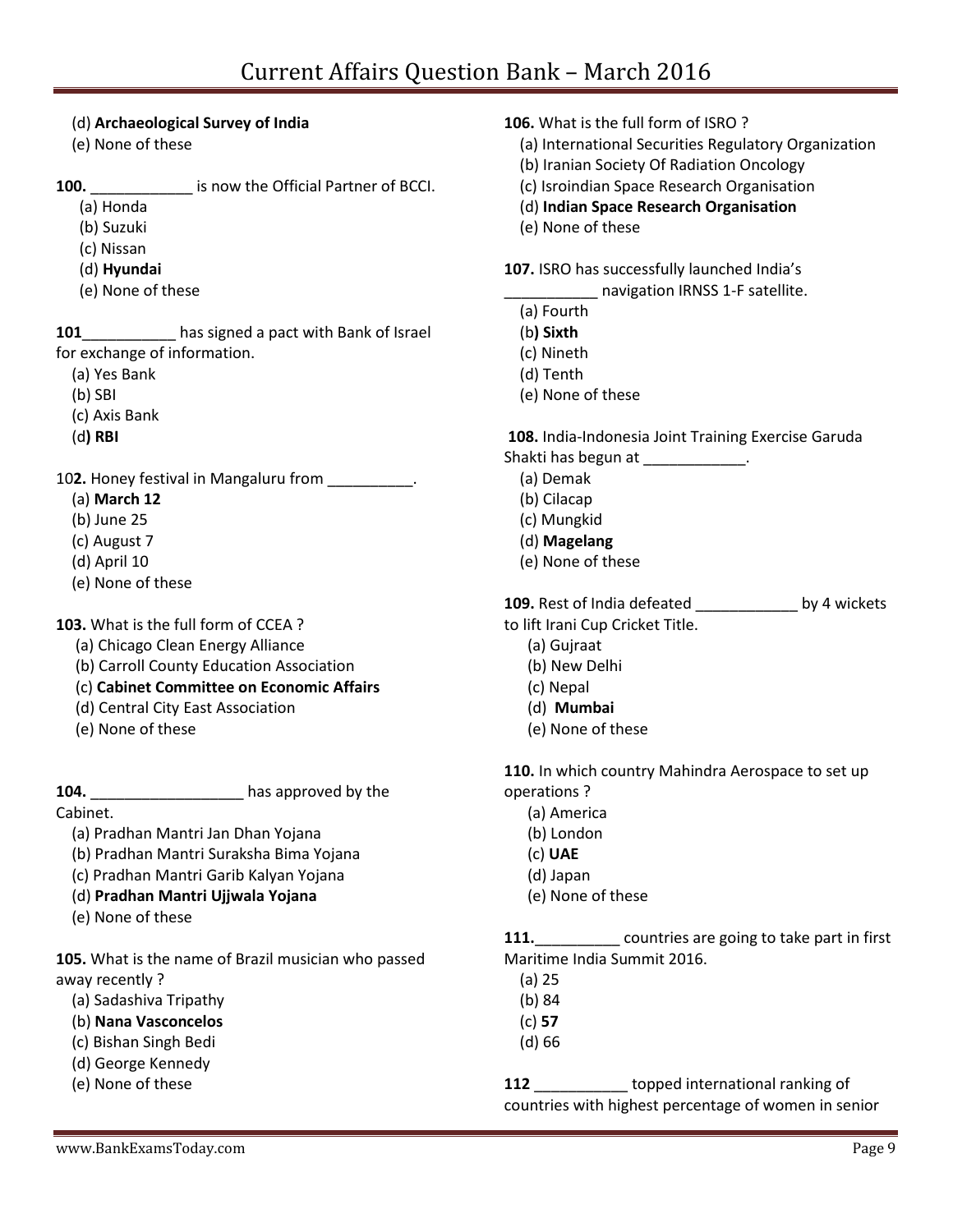(d) **Archaeological Survey of India**
(e) None of these

**100.** ____________ is now the Official Partner of BCCI.
(a) Honda
(b) Suzuki
(c) Nissan
(d) **Hyundai**
(e) None of these

**101**___________ has signed a pact with Bank of Israel for exchange of information.
(a) Yes Bank
(b) SBI
(c) Axis Bank
(d**) RBI**

10**2.** Honey festival in Mangaluru from __________.
(a) **March 12**
(b) June 25
(c) August 7
(d) April 10
(e) None of these

**103.** What is the full form of CCEA ?
(a) Chicago Clean Energy Alliance
(b) Carroll County Education Association
(c) **Cabinet Committee on Economic Affairs**
(d) Central City East Association
(e) None of these

**104.** __________________ has approved by the Cabinet.
(a) Pradhan Mantri Jan Dhan Yojana
(b) Pradhan Mantri Suraksha Bima Yojana
(c) Pradhan Mantri Garib Kalyan Yojana
(d) **Pradhan Mantri Ujjwala Yojana**
(e) None of these

**105.** What is the name of Brazil musician who passed away recently ?
(a) Sadashiva Tripathy
(b) **Nana Vasconcelos**
(c) Bishan Singh Bedi
(d) George Kennedy
(e) None of these

**106.** What is the full form of ISRO ?
(a) International Securities Regulatory Organization
(b) Iranian Society Of Radiation Oncology
(c) Isroindian Space Research Organisation
(d) **Indian Space Research Organisation**
(e) None of these

**107.** ISRO has successfully launched India's ___________ navigation IRNSS 1-F satellite.
(a) Fourth
(b**) Sixth**
(c) Nineth
(d) Tenth
(e) None of these

**108.** India-Indonesia Joint Training Exercise Garuda Shakti has begun at ____________.
(a) Demak
(b) Cilacap
(c) Mungkid
(d) **Magelang**
(e) None of these

**109.** Rest of India defeated ____________ by 4 wickets to lift Irani Cup Cricket Title.
(a) Gujraat
(b) New Delhi
(c) Nepal
(d) **Mumbai**
(e) None of these

**110.** In which country Mahindra Aerospace to set up operations ?
(a) America
(b) London
(c) **UAE**
(d) Japan
(e) None of these

**111.**__________ countries are going to take part in first Maritime India Summit 2016.
(a) 25
(b) 84
(c) **57**
(d) 66

**112** ___________ topped international ranking of countries with highest percentage of women in senior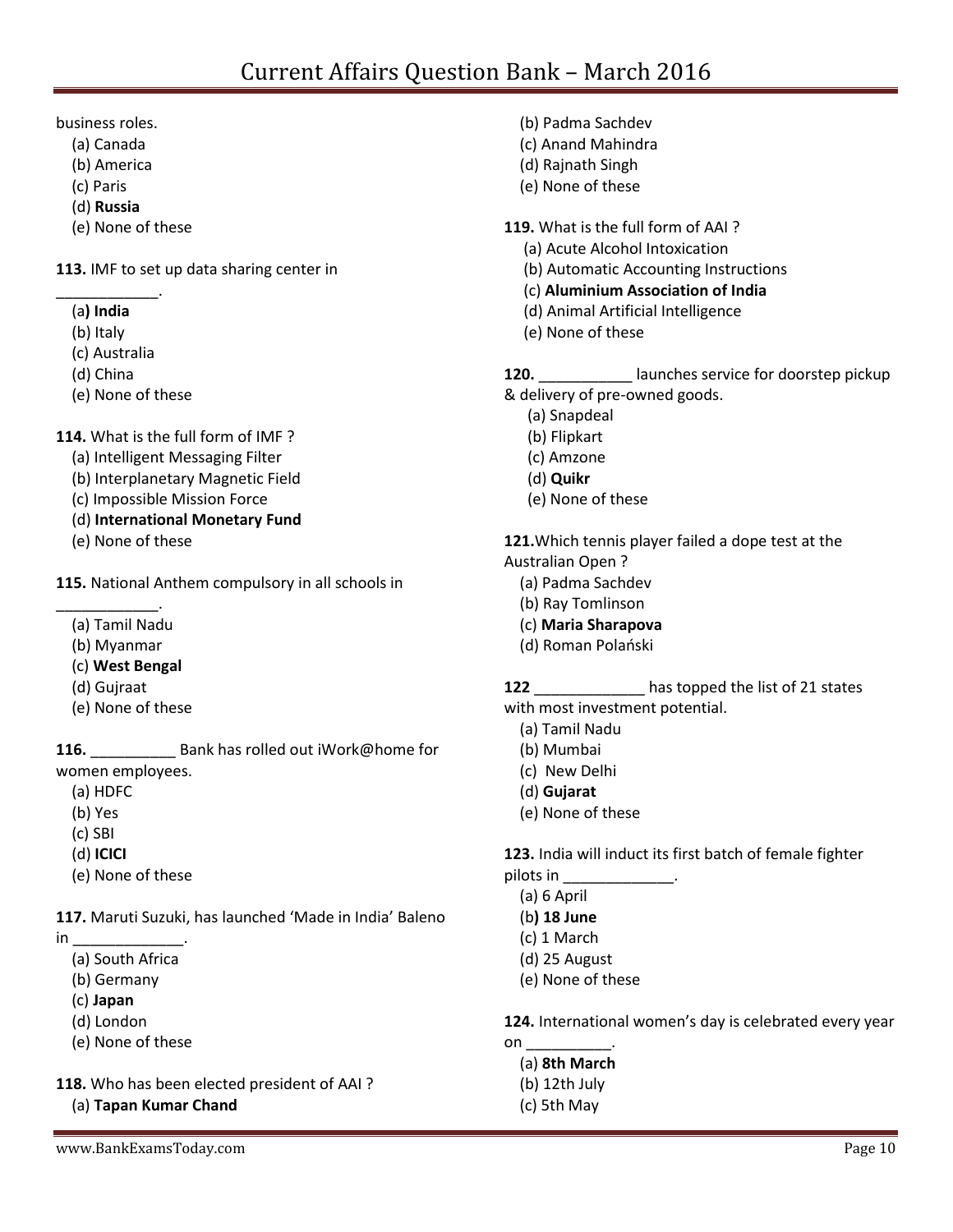business roles.

(a) Canada
(b) America
(c) Paris
(d) **Russia**
(e) None of these

**113.** IMF to set up data sharing center in ____________.

(a**) India**
(b) Italy
(c) Australia
(d) China
(e) None of these

**114.** What is the full form of IMF ?

(a) Intelligent Messaging Filter
(b) Interplanetary Magnetic Field
(c) Impossible Mission Force
(d) **International Monetary Fund**
(e) None of these

**115.** National Anthem compulsory in all schools in ____________.

(a) Tamil Nadu
(b) Myanmar
(c) **West Bengal**
(d) Gujraat
(e) None of these

**116.** __________ Bank has rolled out iWork@home for women employees.

(a) HDFC
(b) Yes
(c) SBI
(d) **ICICI**
(e) None of these

**117.** Maruti Suzuki, has launched 'Made in India' Baleno in _____________.

(a) South Africa
(b) Germany
(c) **Japan**
(d) London
(e) None of these

**118.** Who has been elected president of AAI ?

(a) **Tapan Kumar Chand**
(b) Padma Sachdev
(c) Anand Mahindra
(d) Rajnath Singh
(e) None of these

**119.** What is the full form of AAI ?

(a) Acute Alcohol Intoxication
(b) Automatic Accounting Instructions
(c) **Aluminium Association of India**
(d) Animal Artificial Intelligence
(e) None of these

**120.** ___________ launches service for doorstep pickup & delivery of pre-owned goods.

(a) Snapdeal
(b) Flipkart
(c) Amzone
(d) **Quikr**
(e) None of these

**121.**Which tennis player failed a dope test at the Australian Open ?

(a) Padma Sachdev
(b) Ray Tomlinson
(c) **Maria Sharapova**
(d) Roman Polański

**122** _____________ has topped the list of 21 states with most investment potential.

(a) Tamil Nadu
(b) Mumbai
(c) New Delhi
(d) **Gujarat**
(e) None of these

**123.** India will induct its first batch of female fighter pilots in _____________.

(a) 6 April
(b**) 18 June**
(c) 1 March
(d) 25 August
(e) None of these

**124.** International women's day is celebrated every year on __________.

(a) **8th March**
(b) 12th July
(c) 5th May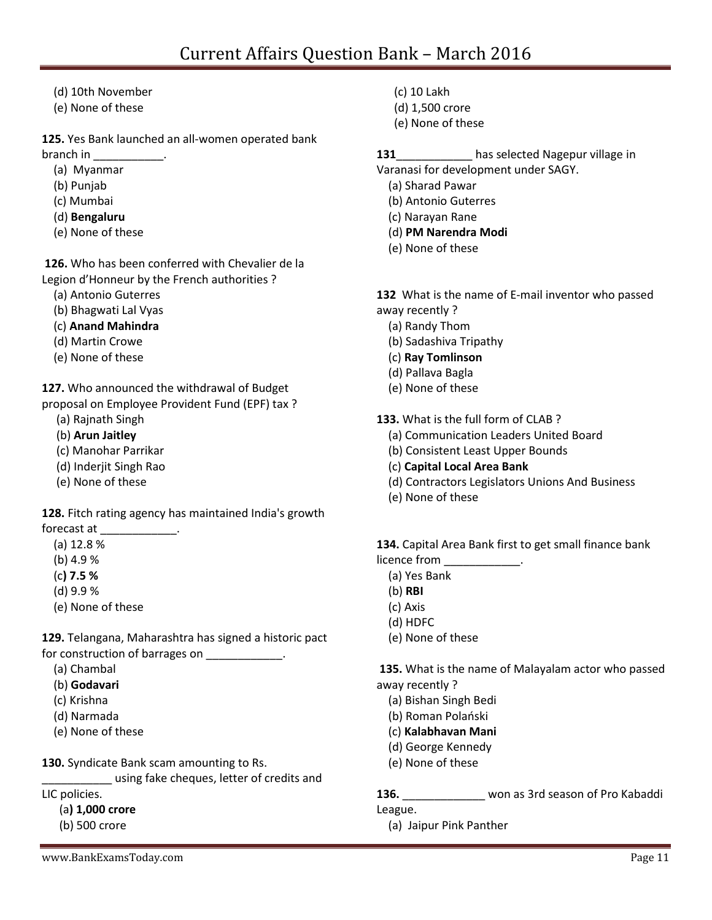(d) 10th November
(e) None of these

**125.** Yes Bank launched an all-women operated bank branch in ___________.
(a) Myanmar
(b) Punjab
(c) Mumbai
(d) **Bengaluru**
(e) None of these

**126.** Who has been conferred with Chevalier de la Legion d'Honneur by the French authorities ?
(a) Antonio Guterres
(b) Bhagwati Lal Vyas
(c) **Anand Mahindra**
(d) Martin Crowe
(e) None of these

**127.** Who announced the withdrawal of Budget proposal on Employee Provident Fund (EPF) tax ?
(a) Rajnath Singh
(b) **Arun Jaitley**
(c) Manohar Parrikar
(d) Inderjit Singh Rao
(e) None of these

**128.** Fitch rating agency has maintained India's growth forecast at ____________.
(a) 12.8 %
(b) 4.9 %
(c**) 7.5 %**
(d) 9.9 %
(e) None of these

**129.** Telangana, Maharashtra has signed a historic pact for construction of barrages on ____________.
(a) Chambal
(b) **Godavari**
(c) Krishna
(d) Narmada
(e) None of these

**130.** Syndicate Bank scam amounting to Rs. ___________ using fake cheques, letter of credits and LIC policies.
(a**) 1,000 crore**
(b) 500 crore
(c) 10 Lakh
(d) 1,500 crore
(e) None of these

**131**____________ has selected Nagepur village in Varanasi for development under SAGY.
(a) Sharad Pawar
(b) Antonio Guterres
(c) Narayan Rane
(d) **PM Narendra Modi**
(e) None of these

**132** What is the name of E-mail inventor who passed away recently ?
(a) Randy Thom
(b) Sadashiva Tripathy
(c) **Ray Tomlinson**
(d) Pallava Bagla
(e) None of these

**133.** What is the full form of CLAB ?
(a) Communication Leaders United Board
(b) Consistent Least Upper Bounds
(c) **Capital Local Area Bank**
(d) Contractors Legislators Unions And Business
(e) None of these

**134.** Capital Area Bank first to get small finance bank licence from ____________.
(a) Yes Bank
(b) **RBI**
(c) Axis
(d) HDFC
(e) None of these

**135.** What is the name of Malayalam actor who passed away recently ?
(a) Bishan Singh Bedi
(b) Roman Polański
(c) **Kalabhavan Mani**
(d) George Kennedy
(e) None of these

**136.** _____________ won as 3rd season of Pro Kabaddi League.
(a) Jaipur Pink Panther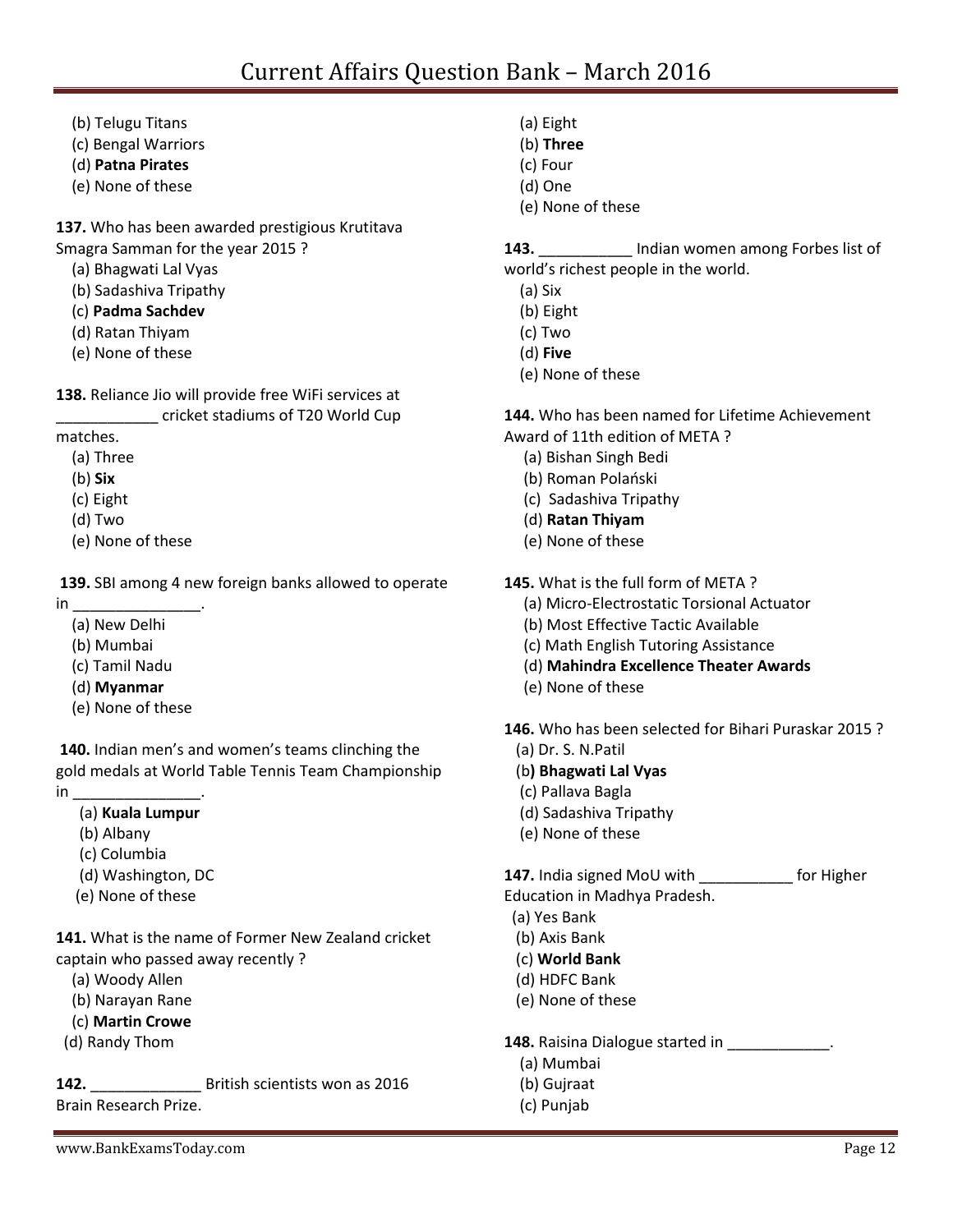(b) Telugu Titans
(c) Bengal Warriors
(d) **Patna Pirates**
(e) None of these

**137.** Who has been awarded prestigious Krutitava Smagra Samman for the year 2015 ?
(a) Bhagwati Lal Vyas
(b) Sadashiva Tripathy
(c) **Padma Sachdev**
(d) Ratan Thiyam
(e) None of these

**138.** Reliance Jio will provide free WiFi services at ____________ cricket stadiums of T20 World Cup matches.
(a) Three
(b) **Six**
(c) Eight
(d) Two
(e) None of these

**139.** SBI among 4 new foreign banks allowed to operate in _______________.
(a) New Delhi
(b) Mumbai
(c) Tamil Nadu
(d) **Myanmar**
(e) None of these

**140.** Indian men's and women's teams clinching the gold medals at World Table Tennis Team Championship in _______________.
(a) **Kuala Lumpur**
(b) Albany
(c) Columbia
(d) Washington, DC
(e) None of these

**141.** What is the name of Former New Zealand cricket captain who passed away recently ?
(a) Woody Allen
(b) Narayan Rane
(c) **Martin Crowe**
(d) Randy Thom

**142.** _____________ British scientists won as 2016 Brain Research Prize.
(a) Eight
(b) **Three**
(c) Four
(d) One
(e) None of these

**143.** ___________ Indian women among Forbes list of world's richest people in the world.
(a) Six
(b) Eight
(c) Two
(d) **Five**
(e) None of these

**144.** Who has been named for Lifetime Achievement Award of 11th edition of META ?
(a) Bishan Singh Bedi
(b) Roman Polański
(c) Sadashiva Tripathy
(d) **Ratan Thiyam**
(e) None of these

**145.** What is the full form of META ?
(a) Micro-Electrostatic Torsional Actuator
(b) Most Effective Tactic Available
(c) Math English Tutoring Assistance
(d) **Mahindra Excellence Theater Awards**
(e) None of these

**146.** Who has been selected for Bihari Puraskar 2015 ?
(a) Dr. S. N.Patil
(b**) Bhagwati Lal Vyas**
(c) Pallava Bagla
(d) Sadashiva Tripathy
(e) None of these

**147.** India signed MoU with ___________ for Higher Education in Madhya Pradesh.
(a) Yes Bank
(b) Axis Bank
(c) **World Bank**
(d) HDFC Bank
(e) None of these

**148.** Raisina Dialogue started in ____________.
(a) Mumbai
(b) Gujraat
(c) Punjab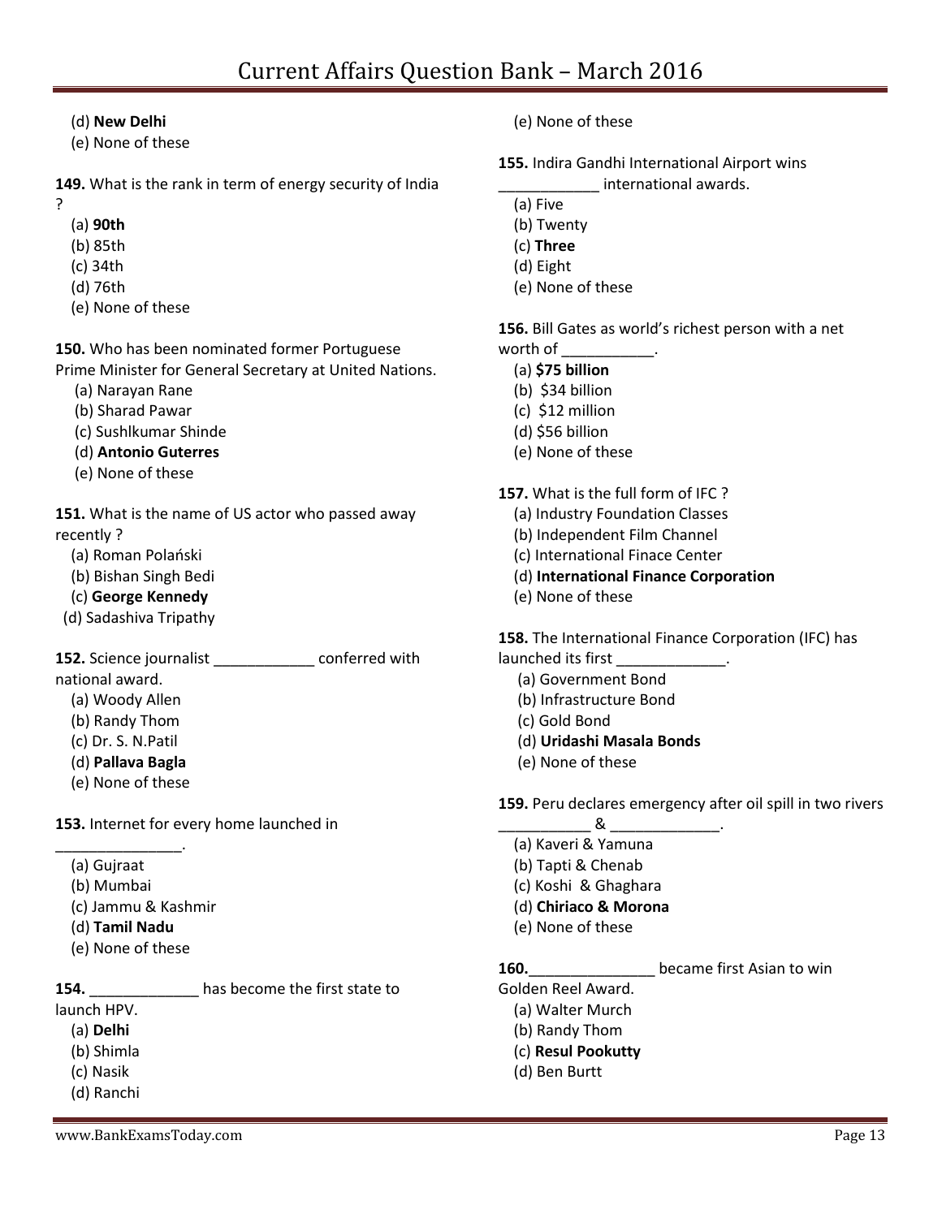(d) **New Delhi**
(e) None of these

**149.** What is the rank in term of energy security of India ?
(a) **90th**
(b) 85th
(c) 34th
(d) 76th
(e) None of these

**150.** Who has been nominated former Portuguese Prime Minister for General Secretary at United Nations.
(a) Narayan Rane
(b) Sharad Pawar
(c) Sushlkumar Shinde
(d) **Antonio Guterres**
(e) None of these

**151.** What is the name of US actor who passed away recently ?
(a) Roman Polański
(b) Bishan Singh Bedi
(c) **George Kennedy**
(d) Sadashiva Tripathy

**152.** Science journalist ____________ conferred with national award.
(a) Woody Allen
(b) Randy Thom
(c) Dr. S. N.Patil
(d) **Pallava Bagla**
(e) None of these

**153.** Internet for every home launched in _______________.
(a) Gujraat
(b) Mumbai
(c) Jammu & Kashmir
(d) **Tamil Nadu**
(e) None of these

**154.** _____________ has become the first state to launch HPV.
(a) **Delhi**
(b) Shimla
(c) Nasik
(d) Ranchi
(e) None of these

**155.** Indira Gandhi International Airport wins ____________ international awards.
(a) Five
(b) Twenty
(c) **Three**
(d) Eight
(e) None of these

**156.** Bill Gates as world's richest person with a net worth of ___________.
(a) **$75 billion**
(b) $34 billion
(c) $12 million
(d) $56 billion
(e) None of these

**157.** What is the full form of IFC ?
(a) Industry Foundation Classes
(b) Independent Film Channel
(c) International Finace Center
(d) **International Finance Corporation**
(e) None of these

**158.** The International Finance Corporation (IFC) has launched its first _____________.
(a) Government Bond
(b) Infrastructure Bond
(c) Gold Bond
(d) **Uridashi Masala Bonds**
(e) None of these

**159.** Peru declares emergency after oil spill in two rivers ___________ & _____________.
(a) Kaveri & Yamuna
(b) Tapti & Chenab
(c) Koshi & Ghaghara
(d) **Chiriaco & Morona**
(e) None of these

**160.**_______________ became first Asian to win Golden Reel Award.
(a) Walter Murch
(b) Randy Thom
(c) **Resul Pookutty**
(d) Ben Burtt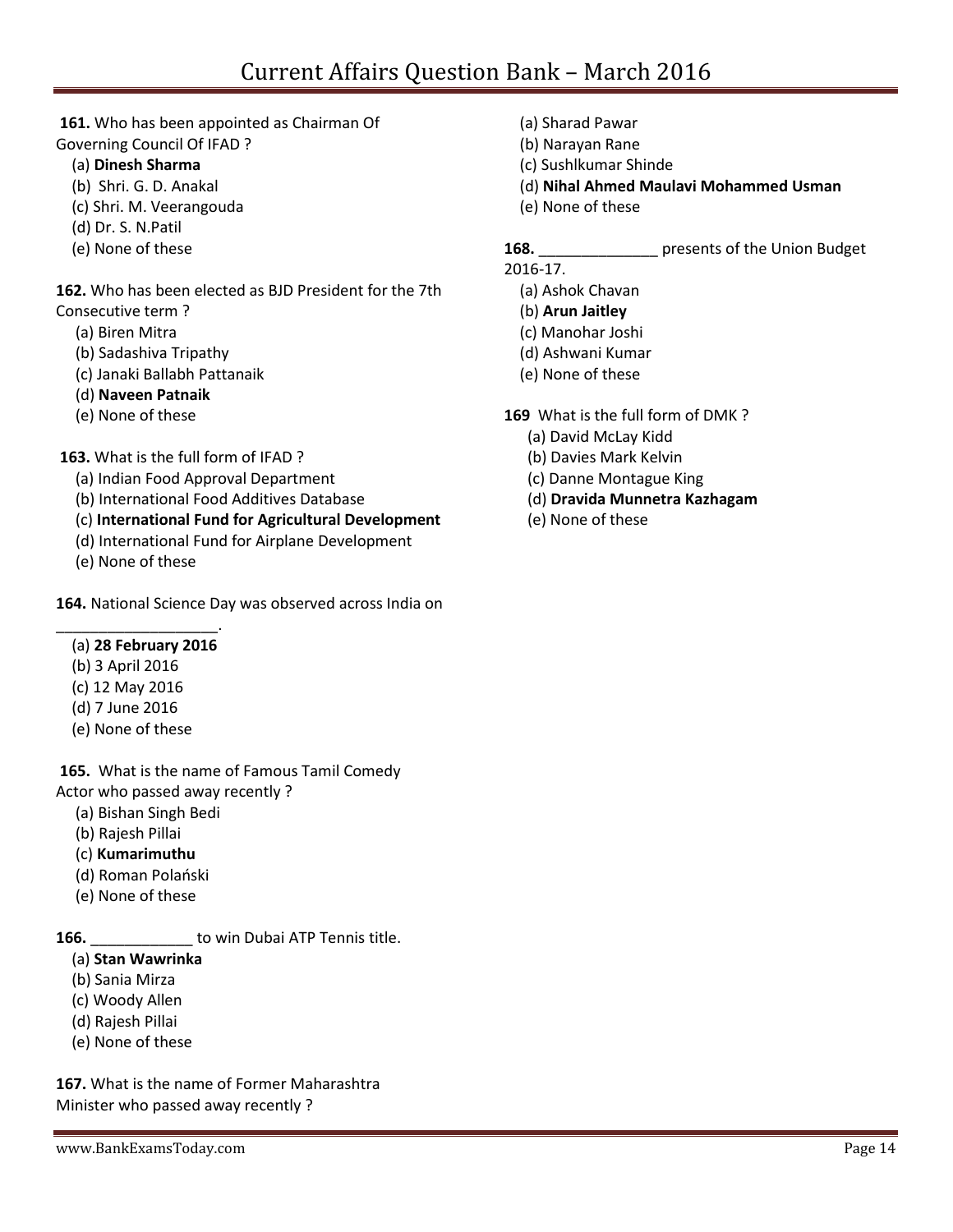**161.** Who has been appointed as Chairman Of Governing Council Of IFAD ?

(a) **Dinesh Sharma**
(b) Shri. G. D. Anakal
(c) Shri. M. Veerangouda
(d) Dr. S. N.Patil
(e) None of these

**162.** Who has been elected as BJD President for the 7th Consecutive term ?

(a) Biren Mitra
(b) Sadashiva Tripathy
(c) Janaki Ballabh Pattanaik
(d) **Naveen Patnaik**
(e) None of these

**163.** What is the full form of IFAD ?

(a) Indian Food Approval Department
(b) International Food Additives Database
(c) **International Fund for Agricultural Development**
(d) International Fund for Airplane Development
(e) None of these

**164.** National Science Day was observed across India on ___________________.

(a) **28 February 2016**
(b) 3 April 2016
(c) 12 May 2016
(d) 7 June 2016
(e) None of these

**165.** What is the name of Famous Tamil Comedy Actor who passed away recently ?

(a) Bishan Singh Bedi
(b) Rajesh Pillai
(c) **Kumarimuthu**
(d) Roman Polański
(e) None of these

**166.** ____________ to win Dubai ATP Tennis title.

(a) **Stan Wawrinka**
(b) Sania Mirza
(c) Woody Allen
(d) Rajesh Pillai
(e) None of these

**167.** What is the name of Former Maharashtra Minister who passed away recently ?

(a) Sharad Pawar
(b) Narayan Rane
(c) Sushlkumar Shinde
(d) **Nihal Ahmed Maulavi Mohammed Usman**
(e) None of these

**168.** ______________ presents of the Union Budget 2016-17.

(a) Ashok Chavan
(b) **Arun Jaitley**
(c) Manohar Joshi
(d) Ashwani Kumar
(e) None of these

**169** What is the full form of DMK ?

(a) David McLay Kidd
(b) Davies Mark Kelvin
(c) Danne Montague King
(d) **Dravida Munnetra Kazhagam**
(e) None of these